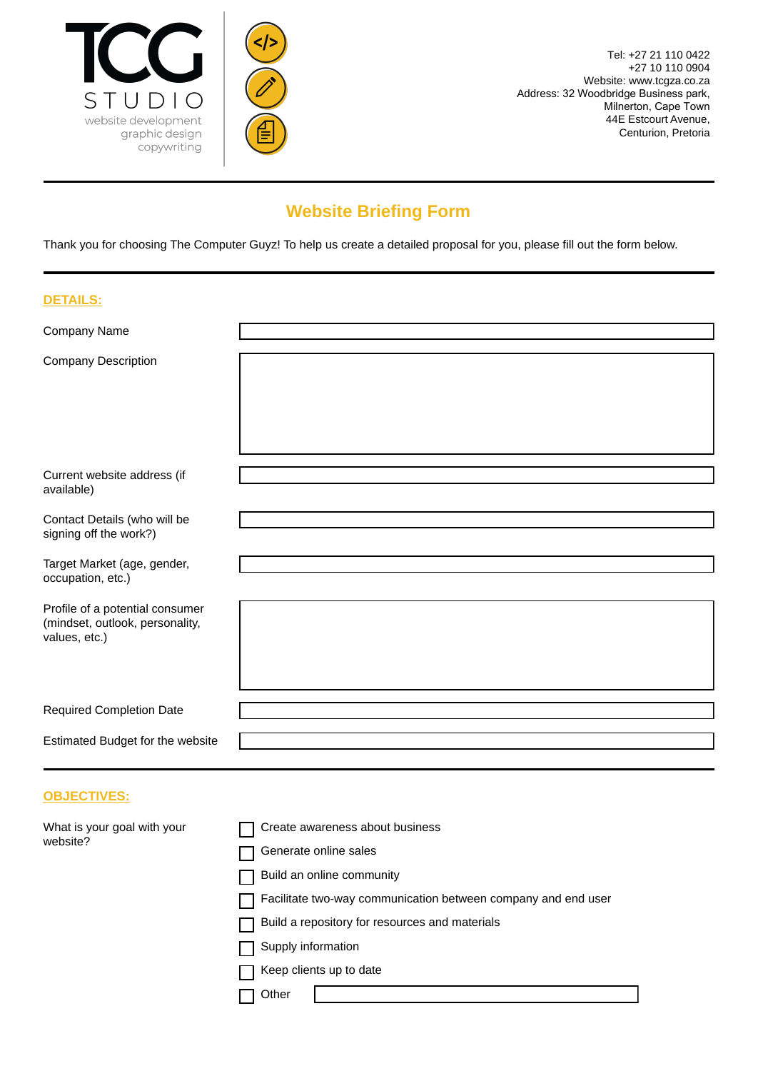TCG STUDIO

website development
graphic design
copywriting

Tel: +27 21 110 0422
+27 10 110 0904
Website: www.tcgza.co.za
Address: 32 Woodbridge Business park,
Milnerton, Cape Town
44E Estcourt Avenue,
Centurion, Pretoria

---

## Website Briefing Form

Thank you for choosing The Computer Guyz! To help us create a detailed proposal for you, please fill out the form below.

---

### DETAILS:

| | |
|---|---|
| Company Name | |
| Company Description | |
| Current website address (if available) | |
| Contact Details (who will be signing off the work?) | |
| Target Market (age, gender, occupation, etc.) | |
| Profile of a potential consumer (mindset, outlook, personality, values, etc.) | |
| Required Completion Date | |
| Estimated Budget for the website | |

---

### OBJECTIVES:

What is your goal with your website?

- ☐ Create awareness about business
- ☐ Generate online sales
- ☐ Build an online community
- ☐ Facilitate two-way communication between company and end user
- ☐ Build a repository for resources and materials
- ☐ Supply information
- ☐ Keep clients up to date
- ☐ Other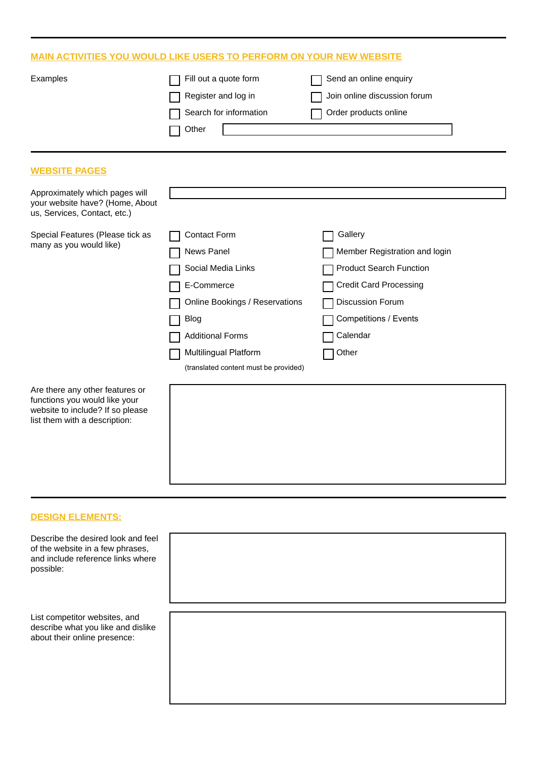## MAIN ACTIVITIES YOU WOULD LIKE USERS TO PERFORM ON YOUR NEW WEBSITE

Examples

- ☐ Fill out a quote form
- ☐ Send an online enquiry
- ☐ Register and log in
- ☐ Join online discussion forum
- ☐ Search for information
- ☐ Order products online
- ☐ Other ______________________

## WEBSITE PAGES

Approximately which pages will your website have? (Home, About us, Services, Contact, etc.)

______________________

Special Features (Please tick as many as you would like)

- ☐ Contact Form
- ☐ Gallery
- ☐ News Panel
- ☐ Member Registration and login
- ☐ Social Media Links
- ☐ Product Search Function
- ☐ E-Commerce
- ☐ Credit Card Processing
- ☐ Online Bookings / Reservations
- ☐ Discussion Forum
- ☐ Blog
- ☐ Competitions / Events
- ☐ Additional Forms
- ☐ Calendar
- ☐ Multilingual Platform (translated content must be provided)
- ☐ Other

Are there any other features or functions you would like your website to include? If so please list them with a description:

______________________

## DESIGN ELEMENTS:

Describe the desired look and feel of the website in a few phrases, and include reference links where possible:

______________________

List competitor websites, and describe what you like and dislike about their online presence:

______________________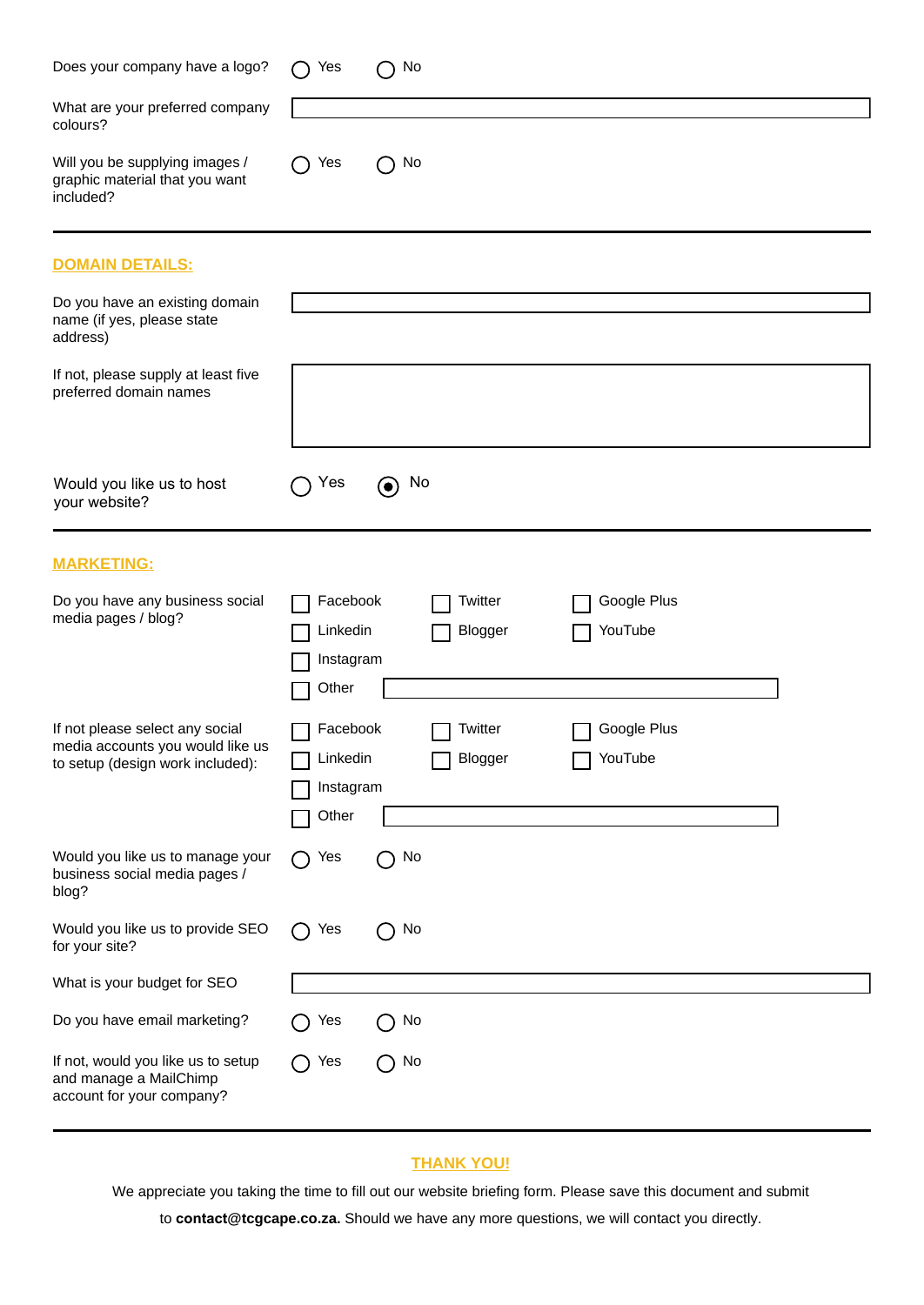Does your company have a logo? ◯ Yes ◯ No

What are your preferred company colours? \_\_\_\_\_\_\_\_\_\_

Will you be supplying images / graphic material that you want included? ◯ Yes ◯ No

---

## DOMAIN DETAILS:

Do you have an existing domain name (if yes, please state address) \_\_\_\_\_\_\_\_\_\_

If not, please supply at least five preferred domain names \_\_\_\_\_\_\_\_\_\_

Would you like us to host your website? ◯ Yes ◉ No

---

## MARKETING:

Do you have any business social media pages / blog?

- ☐ Facebook ☐ Twitter ☐ Google Plus
- ☐ Linkedin ☐ Blogger ☐ YouTube
- ☐ Instagram
- ☐ Other \_\_\_\_\_\_\_\_\_\_

If not please select any social media accounts you would like us to setup (design work included):

- ☐ Facebook ☐ Twitter ☐ Google Plus
- ☐ Linkedin ☐ Blogger ☐ YouTube
- ☐ Instagram
- ☐ Other \_\_\_\_\_\_\_\_\_\_

Would you like us to manage your business social media pages / blog? ◯ Yes ◯ No

Would you like us to provide SEO for your site? ◯ Yes ◯ No

What is your budget for SEO \_\_\_\_\_\_\_\_\_\_

Do you have email marketing? ◯ Yes ◯ No

If not, would you like us to setup and manage a MailChimp account for your company? ◯ Yes ◯ No

---

## THANK YOU!

We appreciate you taking the time to fill out our website briefing form. Please save this document and submit to **contact@tcgcape.co.za.** Should we have any more questions, we will contact you directly.